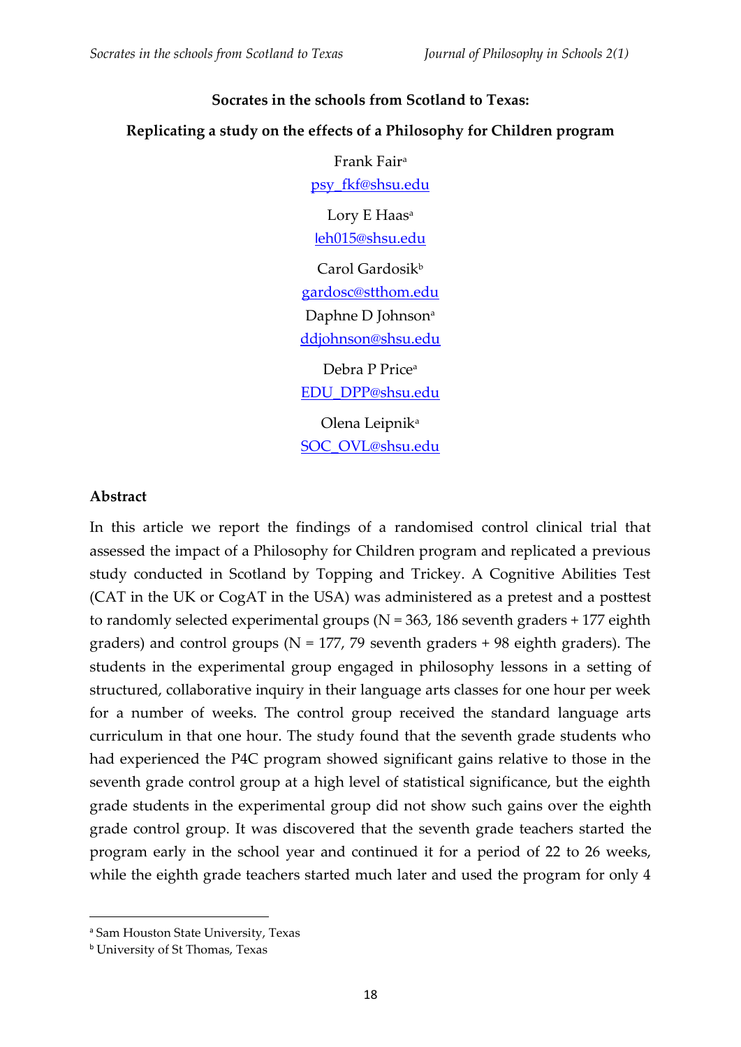**Socrates in the schools from Scotland to Texas:**

**Replicating a study on the effects of a Philosophy for Children program**

Frank Fair[a]
psy_fkf@shsu.edu

Lory E Haas[a]
leh015@shsu.edu

Carol Gardosik[b]
gardosc@stthom.edu

Daphne D Johnson[a]
ddjohnson@shsu.edu

Debra P Price[a]
EDU_DPP@shsu.edu

Olena Leipnik[a]
SOC_OVL@shsu.edu

## Abstract

In this article we report the findings of a randomised control clinical trial that assessed the impact of a Philosophy for Children program and replicated a previous study conducted in Scotland by Topping and Trickey. A Cognitive Abilities Test (CAT in the UK or CogAT in the USA) was administered as a pretest and a posttest to randomly selected experimental groups (N = 363, 186 seventh graders + 177 eighth graders) and control groups (N = 177, 79 seventh graders + 98 eighth graders). The students in the experimental group engaged in philosophy lessons in a setting of structured, collaborative inquiry in their language arts classes for one hour per week for a number of weeks. The control group received the standard language arts curriculum in that one hour. The study found that the seventh grade students who had experienced the P4C program showed significant gains relative to those in the seventh grade control group at a high level of statistical significance, but the eighth grade students in the experimental group did not show such gains over the eighth grade control group. It was discovered that the seventh grade teachers started the program early in the school year and continued it for a period of 22 to 26 weeks, while the eighth grade teachers started much later and used the program for only 4

[a] Sam Houston State University, Texas
[b] University of St Thomas, Texas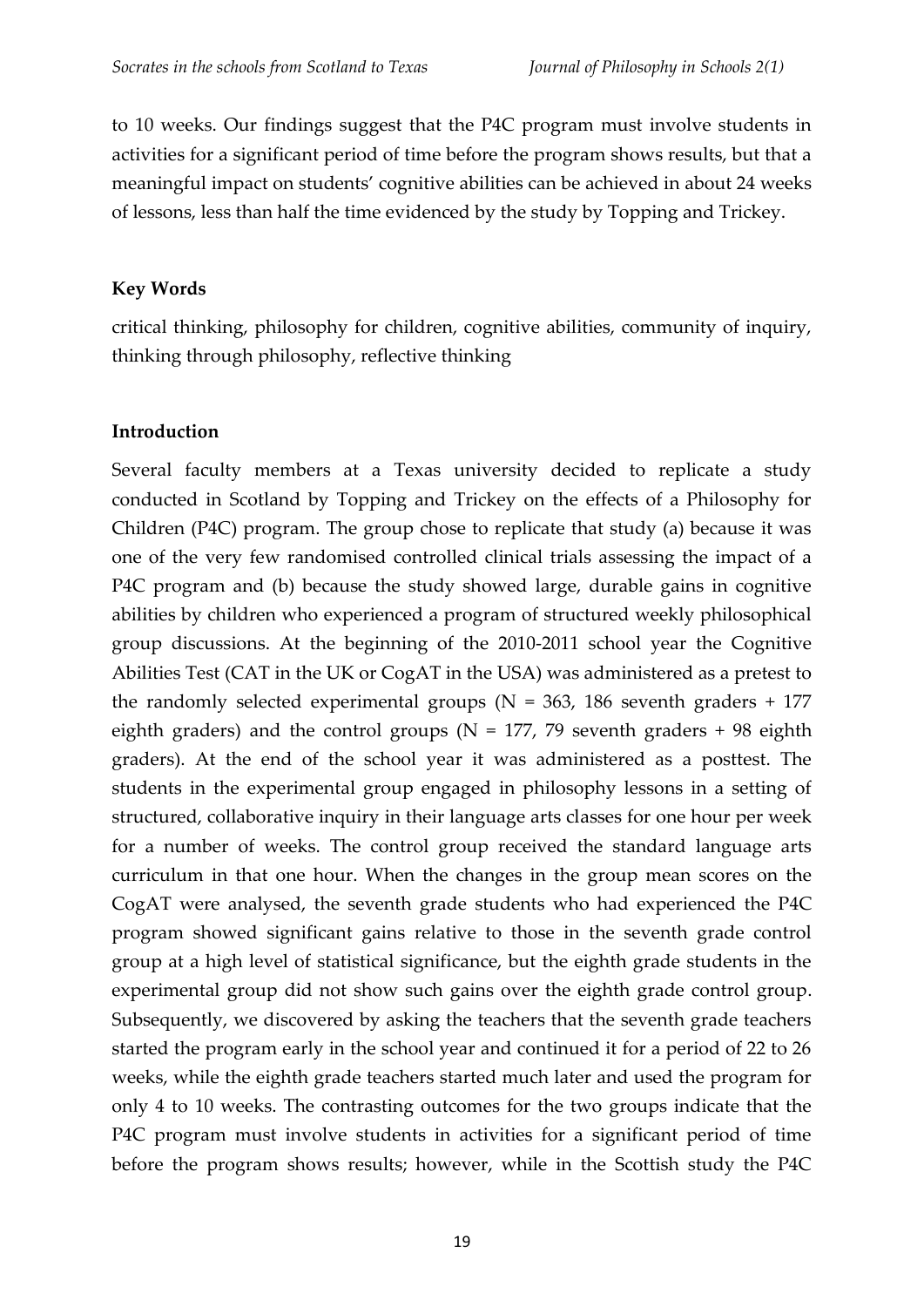to 10 weeks. Our findings suggest that the P4C program must involve students in activities for a significant period of time before the program shows results, but that a meaningful impact on students' cognitive abilities can be achieved in about 24 weeks of lessons, less than half the time evidenced by the study by Topping and Trickey.

**Key Words**

critical thinking, philosophy for children, cognitive abilities, community of inquiry, thinking through philosophy, reflective thinking

**Introduction**

Several faculty members at a Texas university decided to replicate a study conducted in Scotland by Topping and Trickey on the effects of a Philosophy for Children (P4C) program. The group chose to replicate that study (a) because it was one of the very few randomised controlled clinical trials assessing the impact of a P4C program and (b) because the study showed large, durable gains in cognitive abilities by children who experienced a program of structured weekly philosophical group discussions. At the beginning of the 2010-2011 school year the Cognitive Abilities Test (CAT in the UK or CogAT in the USA) was administered as a pretest to the randomly selected experimental groups (N = 363, 186 seventh graders + 177 eighth graders) and the control groups (N = 177, 79 seventh graders + 98 eighth graders). At the end of the school year it was administered as a posttest. The students in the experimental group engaged in philosophy lessons in a setting of structured, collaborative inquiry in their language arts classes for one hour per week for a number of weeks. The control group received the standard language arts curriculum in that one hour. When the changes in the group mean scores on the CogAT were analysed, the seventh grade students who had experienced the P4C program showed significant gains relative to those in the seventh grade control group at a high level of statistical significance, but the eighth grade students in the experimental group did not show such gains over the eighth grade control group. Subsequently, we discovered by asking the teachers that the seventh grade teachers started the program early in the school year and continued it for a period of 22 to 26 weeks, while the eighth grade teachers started much later and used the program for only 4 to 10 weeks. The contrasting outcomes for the two groups indicate that the P4C program must involve students in activities for a significant period of time before the program shows results; however, while in the Scottish study the P4C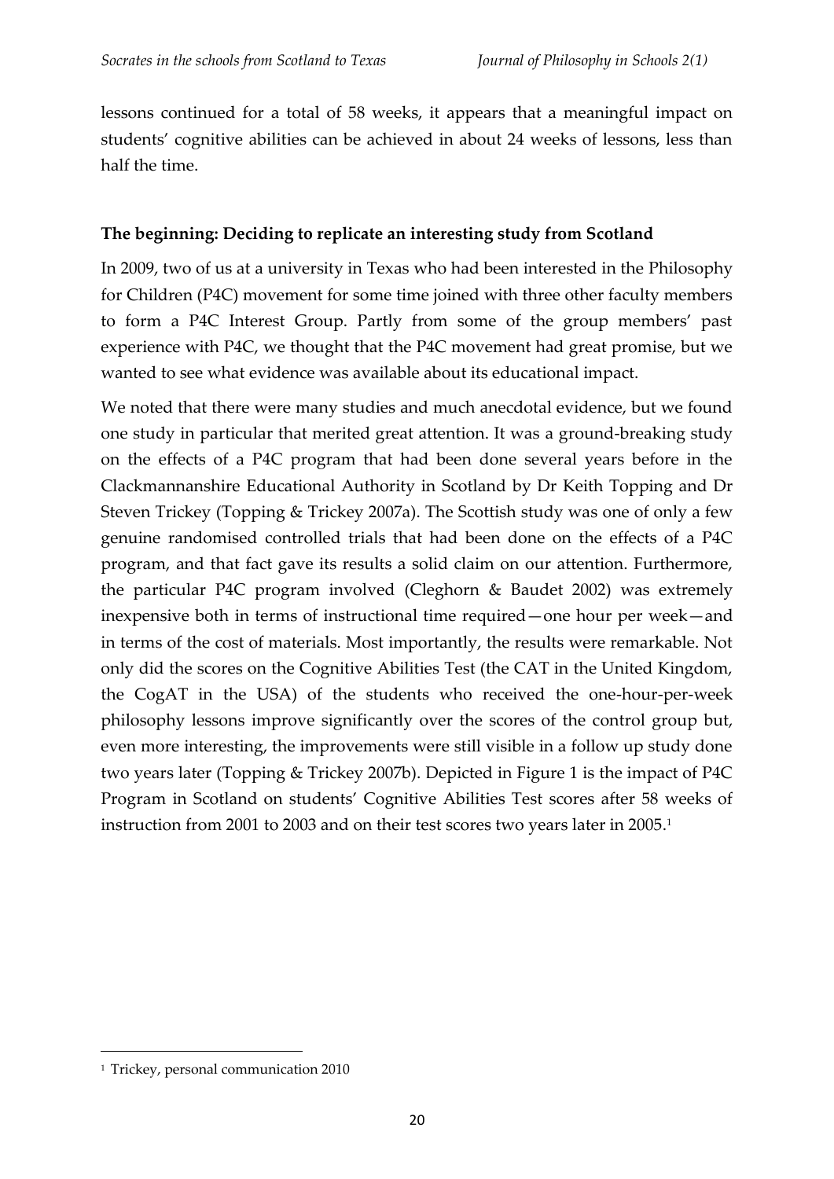lessons continued for a total of 58 weeks, it appears that a meaningful impact on students' cognitive abilities can be achieved in about 24 weeks of lessons, less than half the time.

## The beginning: Deciding to replicate an interesting study from Scotland

In 2009, two of us at a university in Texas who had been interested in the Philosophy for Children (P4C) movement for some time joined with three other faculty members to form a P4C Interest Group. Partly from some of the group members' past experience with P4C, we thought that the P4C movement had great promise, but we wanted to see what evidence was available about its educational impact.

We noted that there were many studies and much anecdotal evidence, but we found one study in particular that merited great attention. It was a ground-breaking study on the effects of a P4C program that had been done several years before in the Clackmannanshire Educational Authority in Scotland by Dr Keith Topping and Dr Steven Trickey (Topping & Trickey 2007a). The Scottish study was one of only a few genuine randomised controlled trials that had been done on the effects of a P4C program, and that fact gave its results a solid claim on our attention. Furthermore, the particular P4C program involved (Cleghorn & Baudet 2002) was extremely inexpensive both in terms of instructional time required—one hour per week—and in terms of the cost of materials. Most importantly, the results were remarkable. Not only did the scores on the Cognitive Abilities Test (the CAT in the United Kingdom, the CogAT in the USA) of the students who received the one-hour-per-week philosophy lessons improve significantly over the scores of the control group but, even more interesting, the improvements were still visible in a follow up study done two years later (Topping & Trickey 2007b). Depicted in Figure 1 is the impact of P4C Program in Scotland on students' Cognitive Abilities Test scores after 58 weeks of instruction from 2001 to 2003 and on their test scores two years later in 2005.[1]

[1] Trickey, personal communication 2010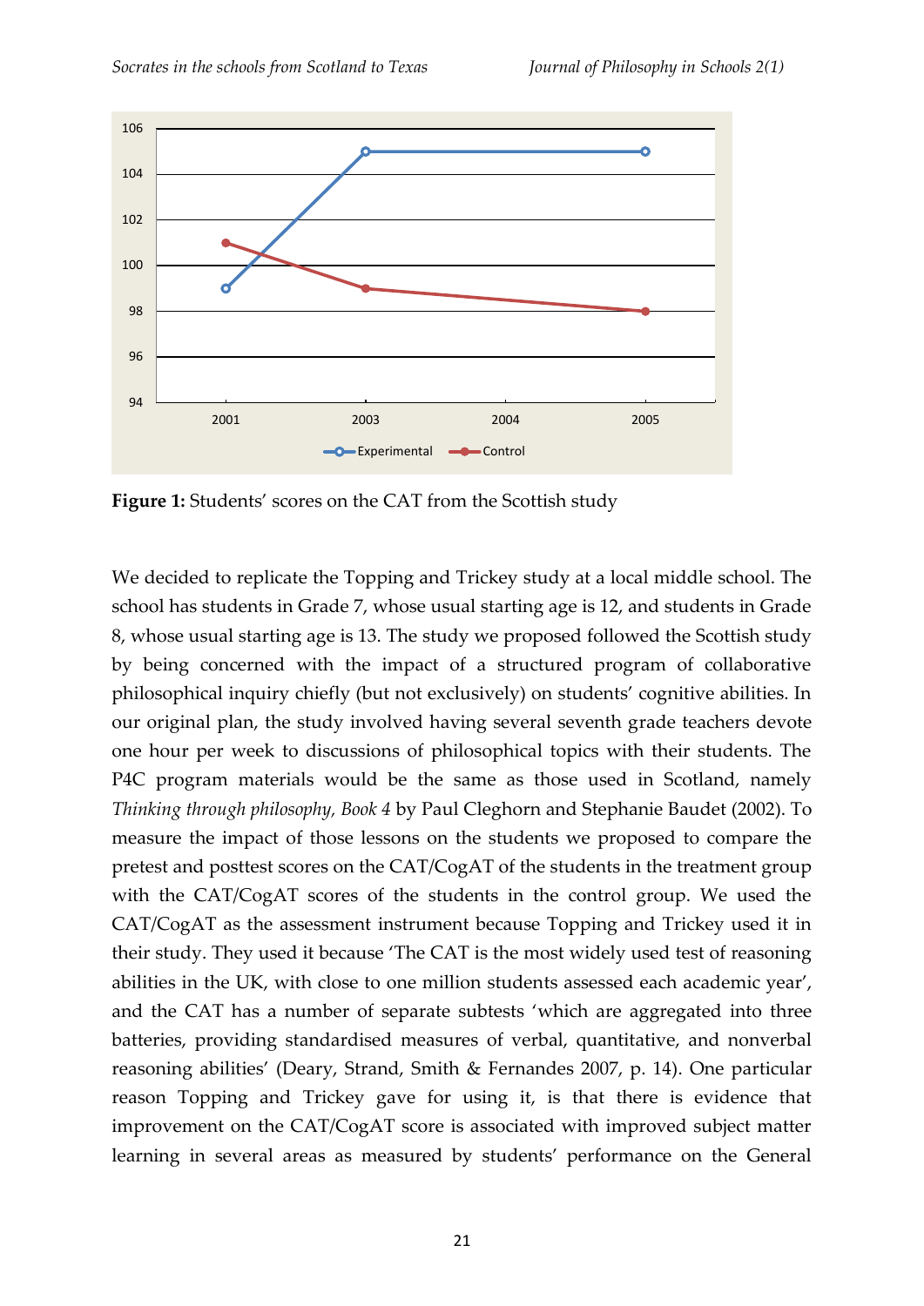**Figure 1:** Students' scores on the CAT from the Scottish study

We decided to replicate the Topping and Trickey study at a local middle school. The school has students in Grade 7, whose usual starting age is 12, and students in Grade 8, whose usual starting age is 13. The study we proposed followed the Scottish study by being concerned with the impact of a structured program of collaborative philosophical inquiry chiefly (but not exclusively) on students' cognitive abilities. In our original plan, the study involved having several seventh grade teachers devote one hour per week to discussions of philosophical topics with their students. The P4C program materials would be the same as those used in Scotland, namely *Thinking through philosophy, Book 4* by Paul Cleghorn and Stephanie Baudet (2002). To measure the impact of those lessons on the students we proposed to compare the pretest and posttest scores on the CAT/CogAT of the students in the treatment group with the CAT/CogAT scores of the students in the control group. We used the CAT/CogAT as the assessment instrument because Topping and Trickey used it in their study. They used it because 'The CAT is the most widely used test of reasoning abilities in the UK, with close to one million students assessed each academic year', and the CAT has a number of separate subtests 'which are aggregated into three batteries, providing standardised measures of verbal, quantitative, and nonverbal reasoning abilities' (Deary, Strand, Smith & Fernandes 2007, p. 14). One particular reason Topping and Trickey gave for using it, is that there is evidence that improvement on the CAT/CogAT score is associated with improved subject matter learning in several areas as measured by students' performance on the General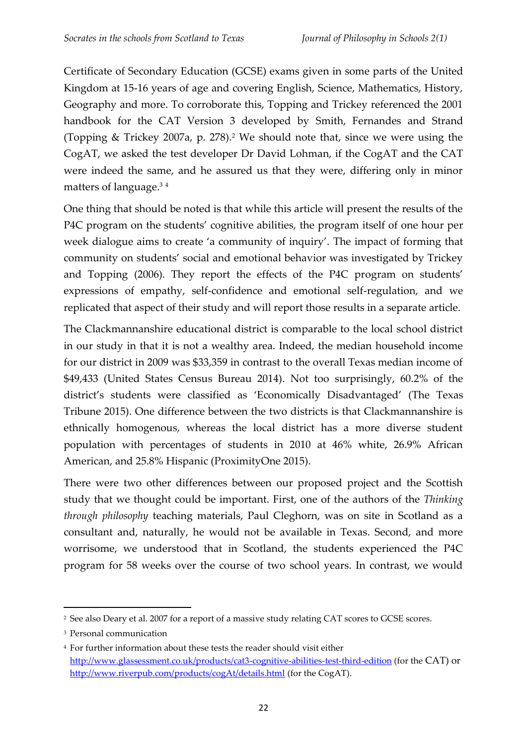Certificate of Secondary Education (GCSE) exams given in some parts of the United Kingdom at 15-16 years of age and covering English, Science, Mathematics, History, Geography and more. To corroborate this, Topping and Trickey referenced the 2001 handbook for the CAT Version 3 developed by Smith, Fernandes and Strand (Topping & Trickey 2007a, p. 278).[2] We should note that, since we were using the CogAT, we asked the test developer Dr David Lohman, if the CogAT and the CAT were indeed the same, and he assured us that they were, differing only in minor matters of language.[3] [4]

One thing that should be noted is that while this article will present the results of the P4C program on the students' cognitive abilities, the program itself of one hour per week dialogue aims to create 'a community of inquiry'. The impact of forming that community on students' social and emotional behavior was investigated by Trickey and Topping (2006). They report the effects of the P4C program on students' expressions of empathy, self-confidence and emotional self-regulation, and we replicated that aspect of their study and will report those results in a separate article.

The Clackmannanshire educational district is comparable to the local school district in our study in that it is not a wealthy area. Indeed, the median household income for our district in 2009 was $33,359 in contrast to the overall Texas median income of $49,433 (United States Census Bureau 2014). Not too surprisingly, 60.2% of the district's students were classified as 'Economically Disadvantaged' (The Texas Tribune 2015). One difference between the two districts is that Clackmannanshire is ethnically homogenous, whereas the local district has a more diverse student population with percentages of students in 2010 at 46% white, 26.9% African American, and 25.8% Hispanic (ProximityOne 2015).

There were two other differences between our proposed project and the Scottish study that we thought could be important. First, one of the authors of the *Thinking through philosophy* teaching materials, Paul Cleghorn, was on site in Scotland as a consultant and, naturally, he would not be available in Texas. Second, and more worrisome, we understood that in Scotland, the students experienced the P4C program for 58 weeks over the course of two school years. In contrast, we would

---

[2] See also Deary et al. 2007 for a report of a massive study relating CAT scores to GCSE scores.

[3] Personal communication

[4] For further information about these tests the reader should visit either http://www.glassessment.co.uk/products/cat3-cognitive-abilities-test-third-edition (for the CAT) or http://www.riverpub.com/products/cogAt/details.html (for the CogAT).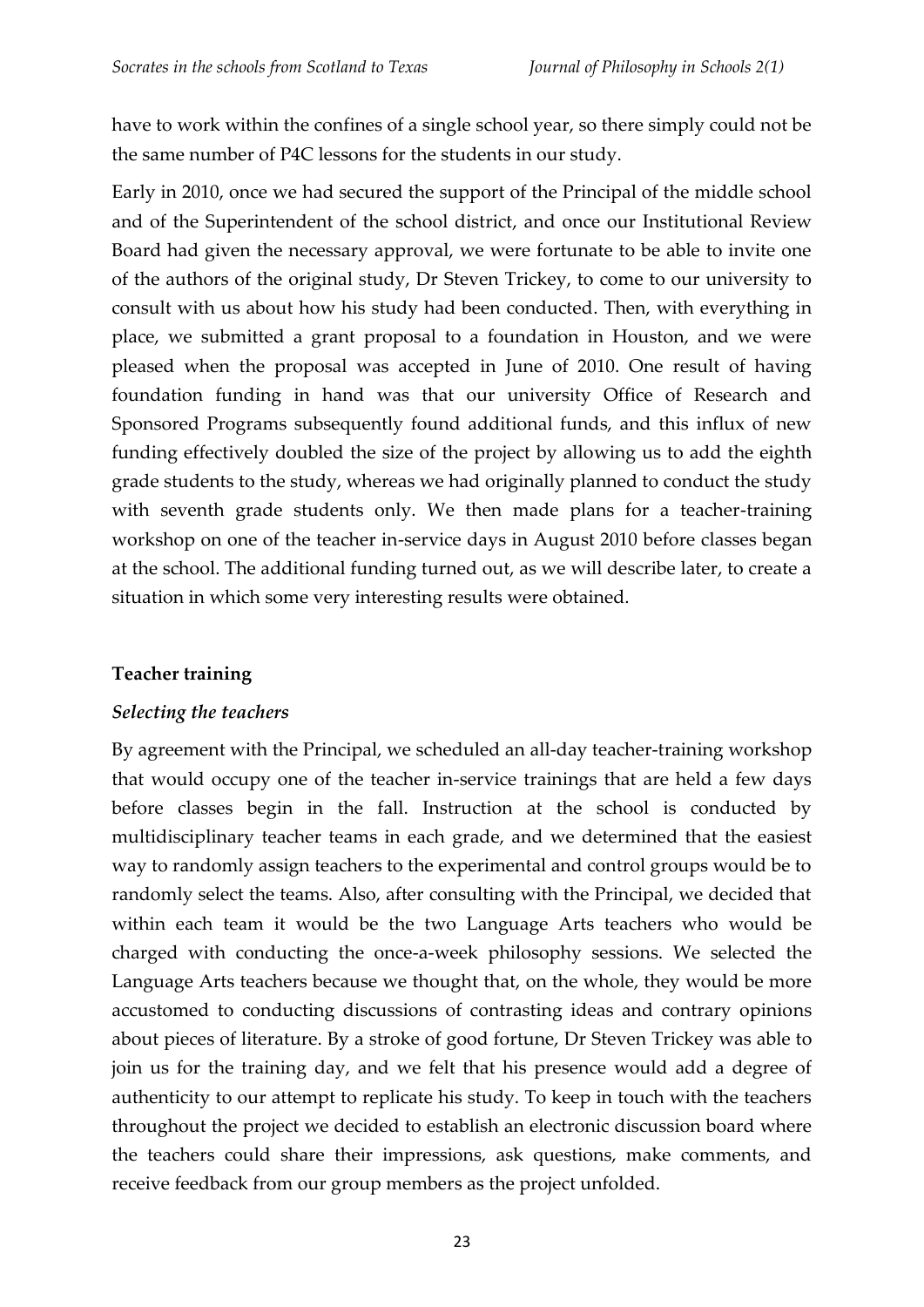have to work within the confines of a single school year, so there simply could not be the same number of P4C lessons for the students in our study.

Early in 2010, once we had secured the support of the Principal of the middle school and of the Superintendent of the school district, and once our Institutional Review Board had given the necessary approval, we were fortunate to be able to invite one of the authors of the original study, Dr Steven Trickey, to come to our university to consult with us about how his study had been conducted. Then, with everything in place, we submitted a grant proposal to a foundation in Houston, and we were pleased when the proposal was accepted in June of 2010. One result of having foundation funding in hand was that our university Office of Research and Sponsored Programs subsequently found additional funds, and this influx of new funding effectively doubled the size of the project by allowing us to add the eighth grade students to the study, whereas we had originally planned to conduct the study with seventh grade students only. We then made plans for a teacher-training workshop on one of the teacher in-service days in August 2010 before classes began at the school. The additional funding turned out, as we will describe later, to create a situation in which some very interesting results were obtained.

## Teacher training

### *Selecting the teachers*

By agreement with the Principal, we scheduled an all-day teacher-training workshop that would occupy one of the teacher in-service trainings that are held a few days before classes begin in the fall. Instruction at the school is conducted by multidisciplinary teacher teams in each grade, and we determined that the easiest way to randomly assign teachers to the experimental and control groups would be to randomly select the teams. Also, after consulting with the Principal, we decided that within each team it would be the two Language Arts teachers who would be charged with conducting the once-a-week philosophy sessions. We selected the Language Arts teachers because we thought that, on the whole, they would be more accustomed to conducting discussions of contrasting ideas and contrary opinions about pieces of literature. By a stroke of good fortune, Dr Steven Trickey was able to join us for the training day, and we felt that his presence would add a degree of authenticity to our attempt to replicate his study. To keep in touch with the teachers throughout the project we decided to establish an electronic discussion board where the teachers could share their impressions, ask questions, make comments, and receive feedback from our group members as the project unfolded.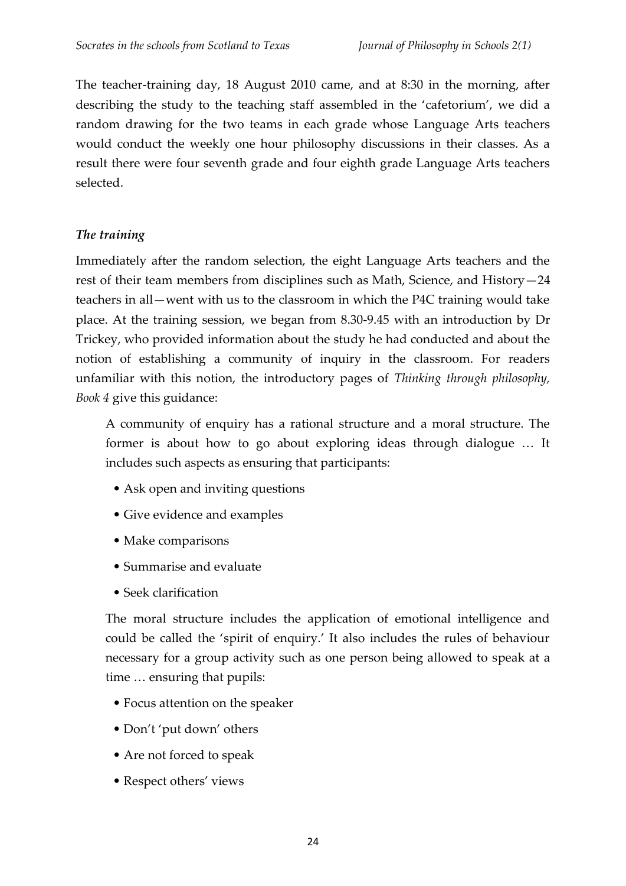The teacher-training day, 18 August 2010 came, and at 8:30 in the morning, after describing the study to the teaching staff assembled in the 'cafetorium', we did a random drawing for the two teams in each grade whose Language Arts teachers would conduct the weekly one hour philosophy discussions in their classes. As a result there were four seventh grade and four eighth grade Language Arts teachers selected.

### *The training*

Immediately after the random selection, the eight Language Arts teachers and the rest of their team members from disciplines such as Math, Science, and History—24 teachers in all—went with us to the classroom in which the P4C training would take place. At the training session, we began from 8.30-9.45 with an introduction by Dr Trickey, who provided information about the study he had conducted and about the notion of establishing a community of inquiry in the classroom. For readers unfamiliar with this notion, the introductory pages of *Thinking through philosophy, Book 4* give this guidance:

> A community of enquiry has a rational structure and a moral structure. The former is about how to go about exploring ideas through dialogue … It includes such aspects as ensuring that participants:
>
> - Ask open and inviting questions
> - Give evidence and examples
> - Make comparisons
> - Summarise and evaluate
> - Seek clarification
>
> The moral structure includes the application of emotional intelligence and could be called the 'spirit of enquiry.' It also includes the rules of behaviour necessary for a group activity such as one person being allowed to speak at a time … ensuring that pupils:
>
> - Focus attention on the speaker
> - Don't 'put down' others
> - Are not forced to speak
> - Respect others' views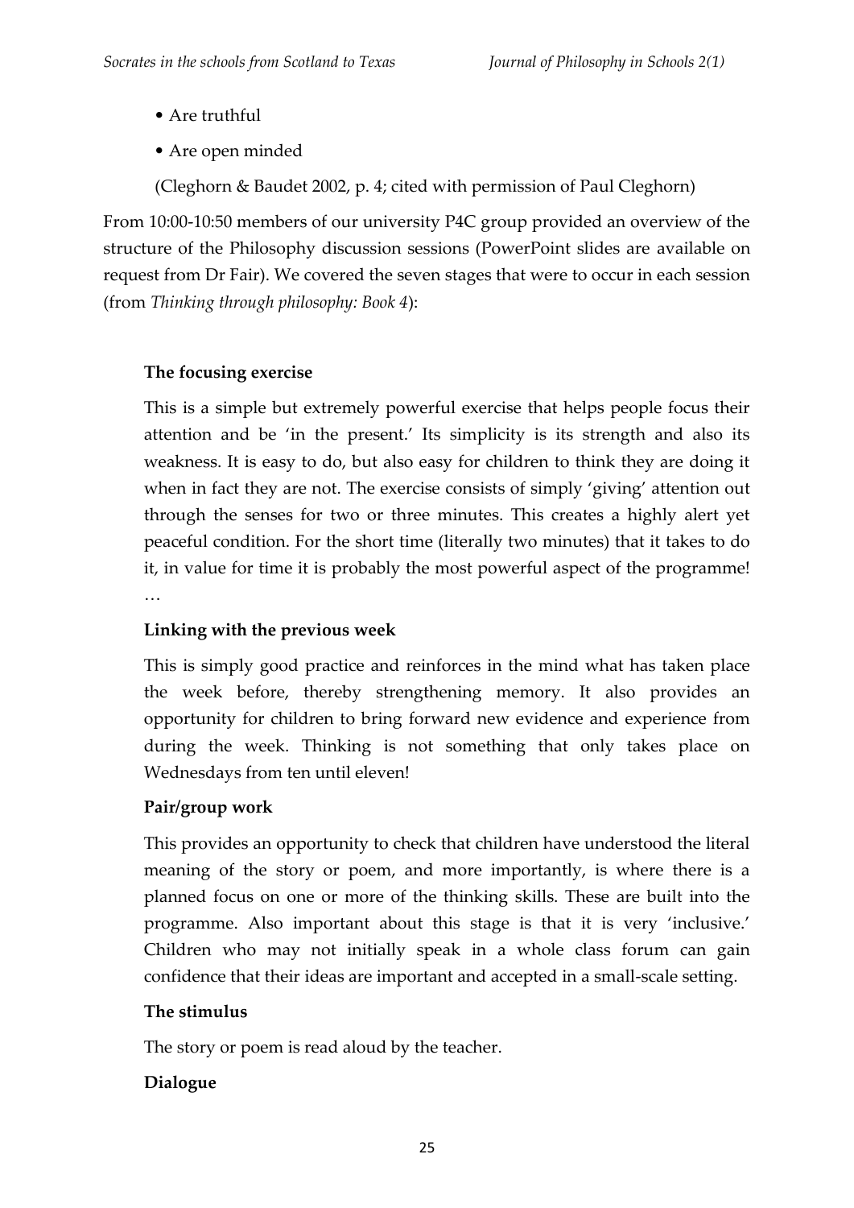- Are truthful
- Are open minded

(Cleghorn & Baudet 2002, p. 4; cited with permission of Paul Cleghorn)

From 10:00-10:50 members of our university P4C group provided an overview of the structure of the Philosophy discussion sessions (PowerPoint slides are available on request from Dr Fair). We covered the seven stages that were to occur in each session (from *Thinking through philosophy: Book 4*):

> **The focusing exercise**
>
> This is a simple but extremely powerful exercise that helps people focus their attention and be 'in the present.' Its simplicity is its strength and also its weakness. It is easy to do, but also easy for children to think they are doing it when in fact they are not. The exercise consists of simply 'giving' attention out through the senses for two or three minutes. This creates a highly alert yet peaceful condition. For the short time (literally two minutes) that it takes to do it, in value for time it is probably the most powerful aspect of the programme! …
>
> **Linking with the previous week**
>
> This is simply good practice and reinforces in the mind what has taken place the week before, thereby strengthening memory. It also provides an opportunity for children to bring forward new evidence and experience from during the week. Thinking is not something that only takes place on Wednesdays from ten until eleven!
>
> **Pair/group work**
>
> This provides an opportunity to check that children have understood the literal meaning of the story or poem, and more importantly, is where there is a planned focus on one or more of the thinking skills. These are built into the programme. Also important about this stage is that it is very 'inclusive.' Children who may not initially speak in a whole class forum can gain confidence that their ideas are important and accepted in a small-scale setting.
>
> **The stimulus**
>
> The story or poem is read aloud by the teacher.
>
> **Dialogue**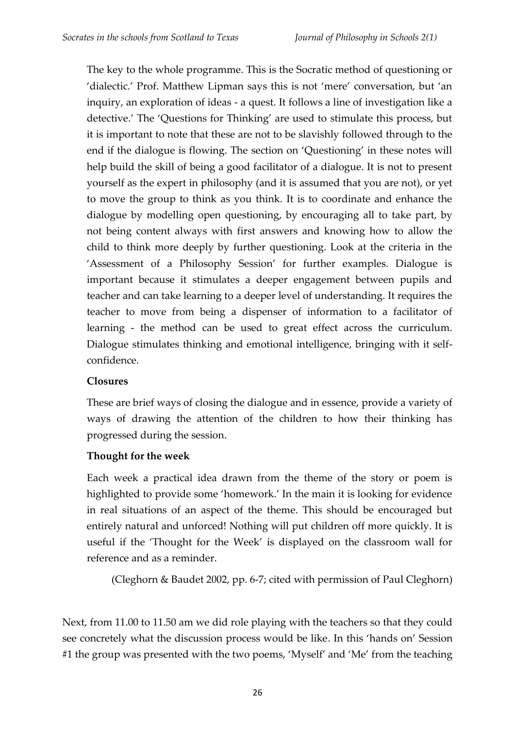The key to the whole programme. This is the Socratic method of questioning or 'dialectic.' Prof. Matthew Lipman says this is not 'mere' conversation, but 'an inquiry, an exploration of ideas - a quest. It follows a line of investigation like a detective.' The 'Questions for Thinking' are used to stimulate this process, but it is important to note that these are not to be slavishly followed through to the end if the dialogue is flowing. The section on 'Questioning' in these notes will help build the skill of being a good facilitator of a dialogue. It is not to present yourself as the expert in philosophy (and it is assumed that you are not), or yet to move the group to think as you think. It is to coordinate and enhance the dialogue by modelling open questioning, by encouraging all to take part, by not being content always with first answers and knowing how to allow the child to think more deeply by further questioning. Look at the criteria in the 'Assessment of a Philosophy Session' for further examples. Dialogue is important because it stimulates a deeper engagement between pupils and teacher and can take learning to a deeper level of understanding. It requires the teacher to move from being a dispenser of information to a facilitator of learning - the method can be used to great effect across the curriculum. Dialogue stimulates thinking and emotional intelligence, bringing with it self-confidence.

**Closures**

These are brief ways of closing the dialogue and in essence, provide a variety of ways of drawing the attention of the children to how their thinking has progressed during the session.

**Thought for the week**

Each week a practical idea drawn from the theme of the story or poem is highlighted to provide some 'homework.' In the main it is looking for evidence in real situations of an aspect of the theme. This should be encouraged but entirely natural and unforced! Nothing will put children off more quickly. It is useful if the 'Thought for the Week' is displayed on the classroom wall for reference and as a reminder.

(Cleghorn & Baudet 2002, pp. 6-7; cited with permission of Paul Cleghorn)

Next, from 11.00 to 11.50 am we did role playing with the teachers so that they could see concretely what the discussion process would be like. In this 'hands on' Session #1 the group was presented with the two poems, 'Myself' and 'Me' from the teaching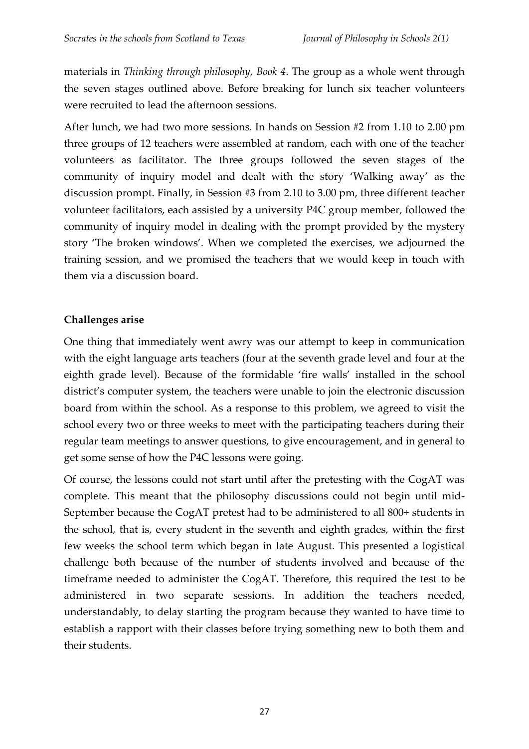materials in *Thinking through philosophy, Book 4*. The group as a whole went through the seven stages outlined above. Before breaking for lunch six teacher volunteers were recruited to lead the afternoon sessions.

After lunch, we had two more sessions. In hands on Session #2 from 1.10 to 2.00 pm three groups of 12 teachers were assembled at random, each with one of the teacher volunteers as facilitator. The three groups followed the seven stages of the community of inquiry model and dealt with the story 'Walking away' as the discussion prompt. Finally, in Session #3 from 2.10 to 3.00 pm, three different teacher volunteer facilitators, each assisted by a university P4C group member, followed the community of inquiry model in dealing with the prompt provided by the mystery story 'The broken windows'. When we completed the exercises, we adjourned the training session, and we promised the teachers that we would keep in touch with them via a discussion board.

## Challenges arise

One thing that immediately went awry was our attempt to keep in communication with the eight language arts teachers (four at the seventh grade level and four at the eighth grade level). Because of the formidable 'fire walls' installed in the school district's computer system, the teachers were unable to join the electronic discussion board from within the school. As a response to this problem, we agreed to visit the school every two or three weeks to meet with the participating teachers during their regular team meetings to answer questions, to give encouragement, and in general to get some sense of how the P4C lessons were going.

Of course, the lessons could not start until after the pretesting with the CogAT was complete. This meant that the philosophy discussions could not begin until mid-September because the CogAT pretest had to be administered to all 800+ students in the school, that is, every student in the seventh and eighth grades, within the first few weeks the school term which began in late August. This presented a logistical challenge both because of the number of students involved and because of the timeframe needed to administer the CogAT. Therefore, this required the test to be administered in two separate sessions. In addition the teachers needed, understandably, to delay starting the program because they wanted to have time to establish a rapport with their classes before trying something new to both them and their students.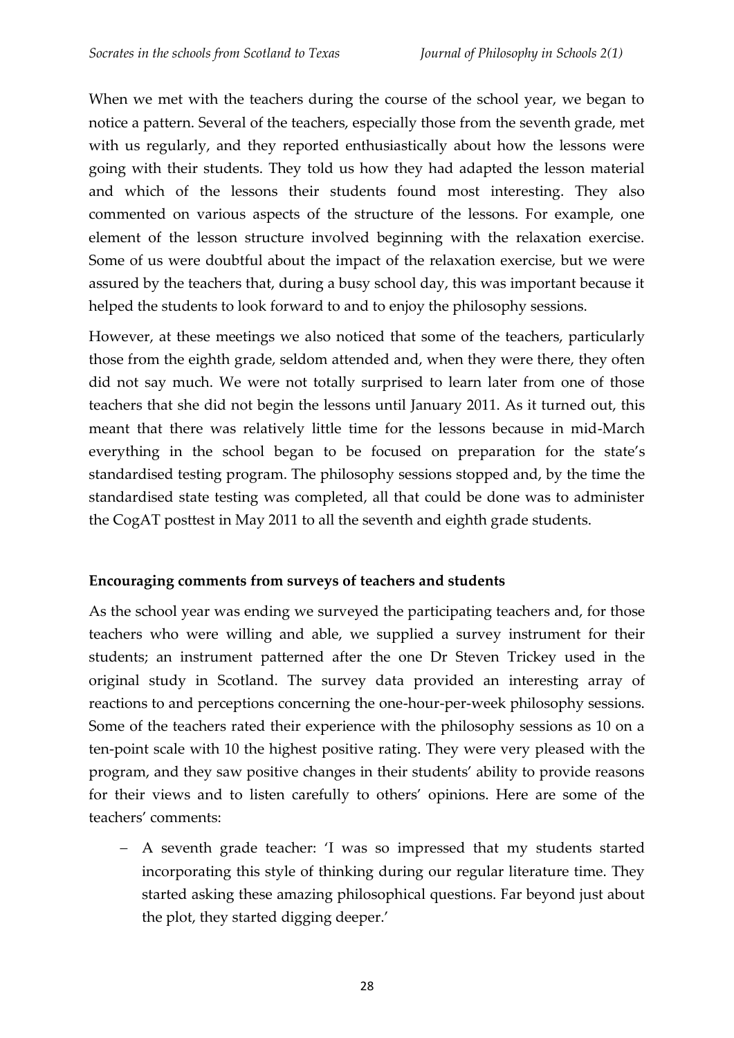When we met with the teachers during the course of the school year, we began to notice a pattern. Several of the teachers, especially those from the seventh grade, met with us regularly, and they reported enthusiastically about how the lessons were going with their students. They told us how they had adapted the lesson material and which of the lessons their students found most interesting. They also commented on various aspects of the structure of the lessons. For example, one element of the lesson structure involved beginning with the relaxation exercise. Some of us were doubtful about the impact of the relaxation exercise, but we were assured by the teachers that, during a busy school day, this was important because it helped the students to look forward to and to enjoy the philosophy sessions.

However, at these meetings we also noticed that some of the teachers, particularly those from the eighth grade, seldom attended and, when they were there, they often did not say much. We were not totally surprised to learn later from one of those teachers that she did not begin the lessons until January 2011. As it turned out, this meant that there was relatively little time for the lessons because in mid-March everything in the school began to be focused on preparation for the state's standardised testing program. The philosophy sessions stopped and, by the time the standardised state testing was completed, all that could be done was to administer the CogAT posttest in May 2011 to all the seventh and eighth grade students.

**Encouraging comments from surveys of teachers and students**

As the school year was ending we surveyed the participating teachers and, for those teachers who were willing and able, we supplied a survey instrument for their students; an instrument patterned after the one Dr Steven Trickey used in the original study in Scotland. The survey data provided an interesting array of reactions to and perceptions concerning the one-hour-per-week philosophy sessions. Some of the teachers rated their experience with the philosophy sessions as 10 on a ten-point scale with 10 the highest positive rating. They were very pleased with the program, and they saw positive changes in their students' ability to provide reasons for their views and to listen carefully to others' opinions. Here are some of the teachers' comments:

- A seventh grade teacher: 'I was so impressed that my students started incorporating this style of thinking during our regular literature time. They started asking these amazing philosophical questions. Far beyond just about the plot, they started digging deeper.'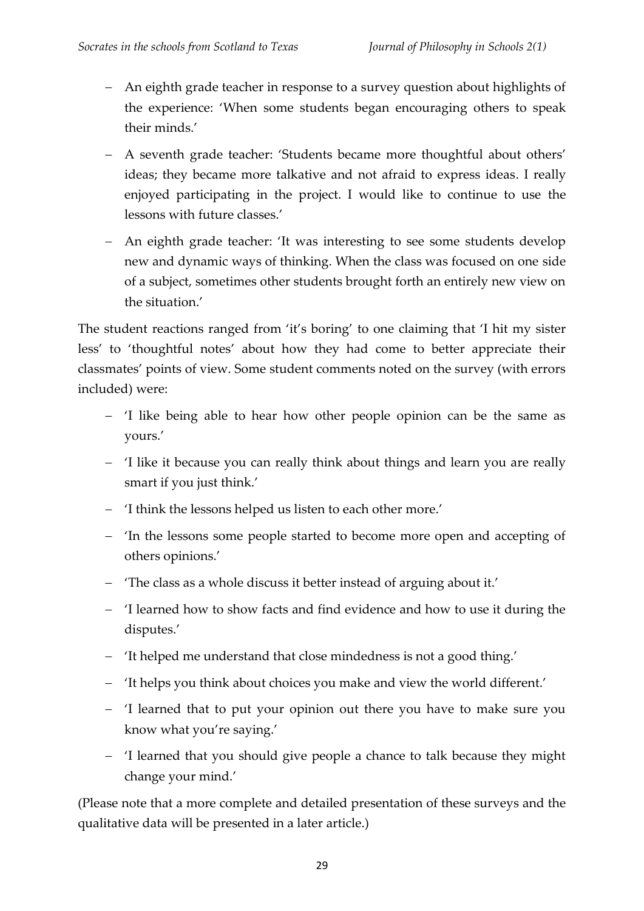- An eighth grade teacher in response to a survey question about highlights of the experience: 'When some students began encouraging others to speak their minds.'
- A seventh grade teacher: 'Students became more thoughtful about others' ideas; they became more talkative and not afraid to express ideas. I really enjoyed participating in the project. I would like to continue to use the lessons with future classes.'
- An eighth grade teacher: 'It was interesting to see some students develop new and dynamic ways of thinking. When the class was focused on one side of a subject, sometimes other students brought forth an entirely new view on the situation.'

The student reactions ranged from 'it's boring' to one claiming that 'I hit my sister less' to 'thoughtful notes' about how they had come to better appreciate their classmates' points of view. Some student comments noted on the survey (with errors included) were:

- 'I like being able to hear how other people opinion can be the same as yours.'
- 'I like it because you can really think about things and learn you are really smart if you just think.'
- 'I think the lessons helped us listen to each other more.'
- 'In the lessons some people started to become more open and accepting of others opinions.'
- 'The class as a whole discuss it better instead of arguing about it.'
- 'I learned how to show facts and find evidence and how to use it during the disputes.'
- 'It helped me understand that close mindedness is not a good thing.'
- 'It helps you think about choices you make and view the world different.'
- 'I learned that to put your opinion out there you have to make sure you know what you're saying.'
- 'I learned that you should give people a chance to talk because they might change your mind.'

(Please note that a more complete and detailed presentation of these surveys and the qualitative data will be presented in a later article.)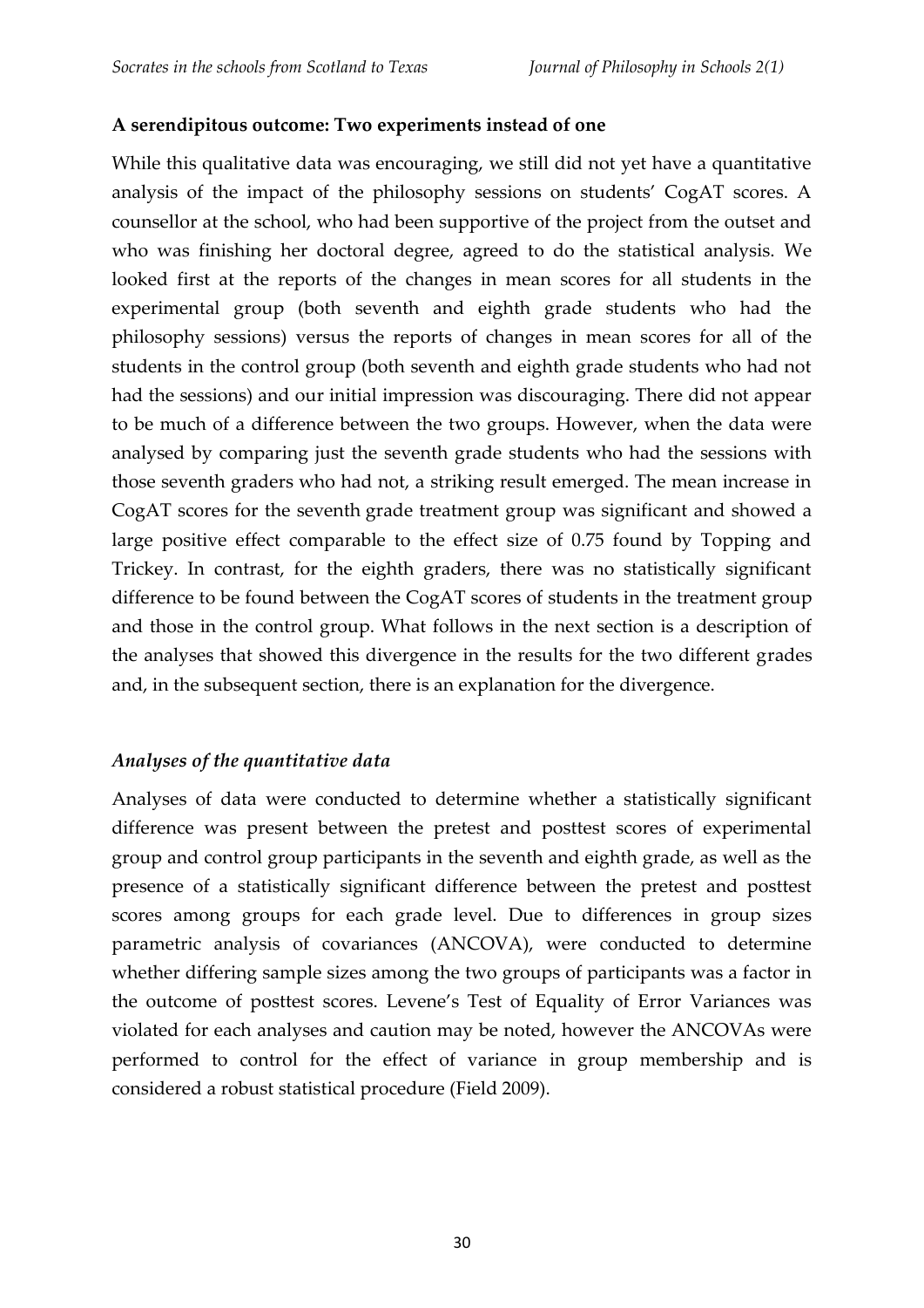**A serendipitous outcome: Two experiments instead of one**

While this qualitative data was encouraging, we still did not yet have a quantitative analysis of the impact of the philosophy sessions on students' CogAT scores. A counsellor at the school, who had been supportive of the project from the outset and who was finishing her doctoral degree, agreed to do the statistical analysis. We looked first at the reports of the changes in mean scores for all students in the experimental group (both seventh and eighth grade students who had the philosophy sessions) versus the reports of changes in mean scores for all of the students in the control group (both seventh and eighth grade students who had not had the sessions) and our initial impression was discouraging. There did not appear to be much of a difference between the two groups. However, when the data were analysed by comparing just the seventh grade students who had the sessions with those seventh graders who had not, a striking result emerged. The mean increase in CogAT scores for the seventh grade treatment group was significant and showed a large positive effect comparable to the effect size of 0.75 found by Topping and Trickey. In contrast, for the eighth graders, there was no statistically significant difference to be found between the CogAT scores of students in the treatment group and those in the control group. What follows in the next section is a description of the analyses that showed this divergence in the results for the two different grades and, in the subsequent section, there is an explanation for the divergence.

*Analyses of the quantitative data*

Analyses of data were conducted to determine whether a statistically significant difference was present between the pretest and posttest scores of experimental group and control group participants in the seventh and eighth grade, as well as the presence of a statistically significant difference between the pretest and posttest scores among groups for each grade level. Due to differences in group sizes parametric analysis of covariances (ANCOVA), were conducted to determine whether differing sample sizes among the two groups of participants was a factor in the outcome of posttest scores. Levene's Test of Equality of Error Variances was violated for each analyses and caution may be noted, however the ANCOVAs were performed to control for the effect of variance in group membership and is considered a robust statistical procedure (Field 2009).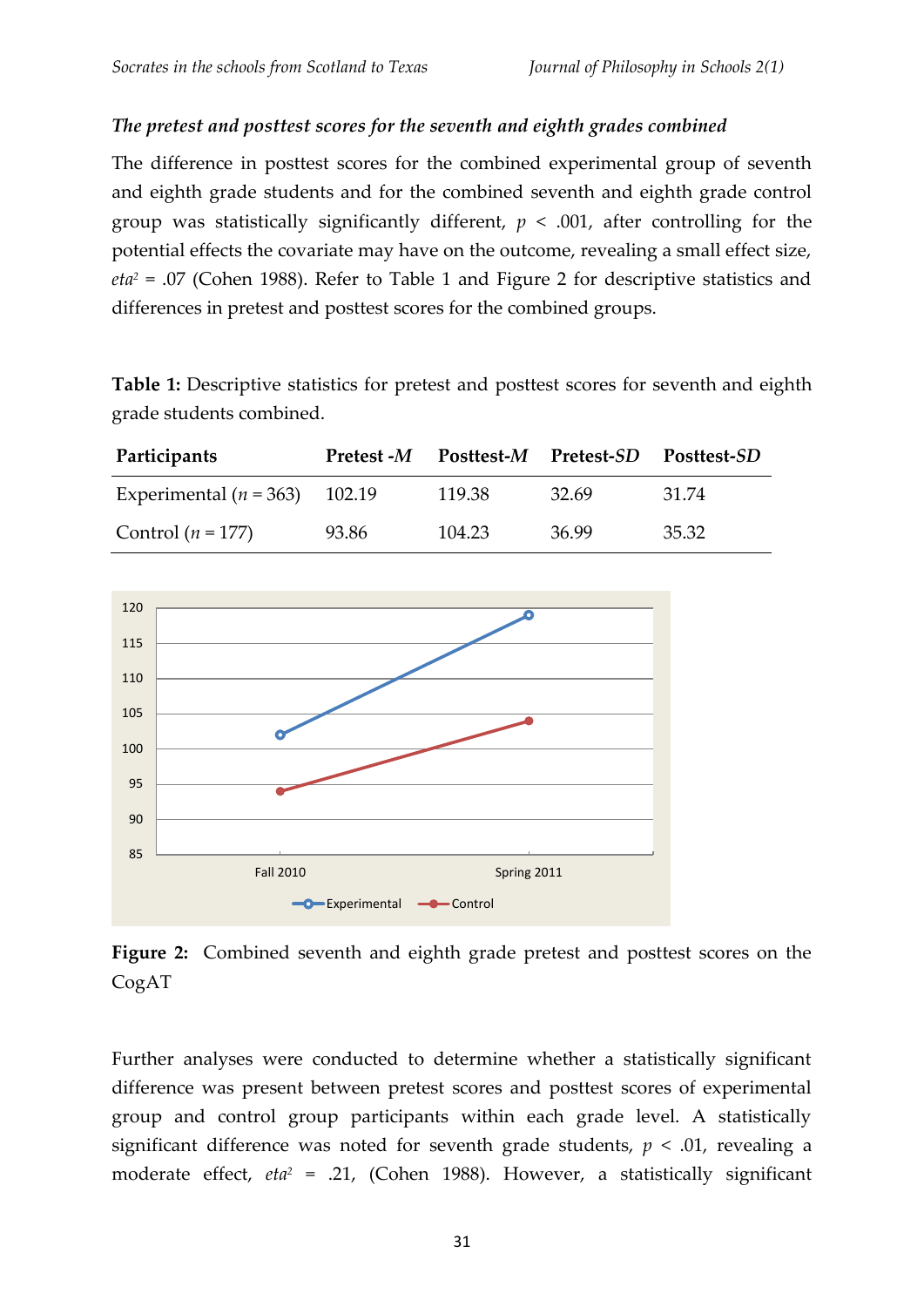*The pretest and posttest scores for the seventh and eighth grades combined*

The difference in posttest scores for the combined experimental group of seventh and eighth grade students and for the combined seventh and eighth grade control group was statistically significantly different, $p < .001$, after controlling for the potential effects the covariate may have on the outcome, revealing a small effect size, $eta^2 = .07$ (Cohen 1988). Refer to Table 1 and Figure 2 for descriptive statistics and differences in pretest and posttest scores for the combined groups.

**Table 1:** Descriptive statistics for pretest and posttest scores for seventh and eighth grade students combined.

| Participants | Pretest -*M* | Posttest-*M* | Pretest-*SD* | Posttest-*SD* |
|---|---|---|---|---|
| Experimental ($n = 363$) | 102.19 | 119.38 | 32.69 | 31.74 |
| Control ($n = 177$) | 93.86 | 104.23 | 36.99 | 35.32 |

**Figure 2:** Combined seventh and eighth grade pretest and posttest scores on the CogAT

Further analyses were conducted to determine whether a statistically significant difference was present between pretest scores and posttest scores of experimental group and control group participants within each grade level. A statistically significant difference was noted for seventh grade students, $p < .01$, revealing a moderate effect, $eta^2 = .21$, (Cohen 1988). However, a statistically significant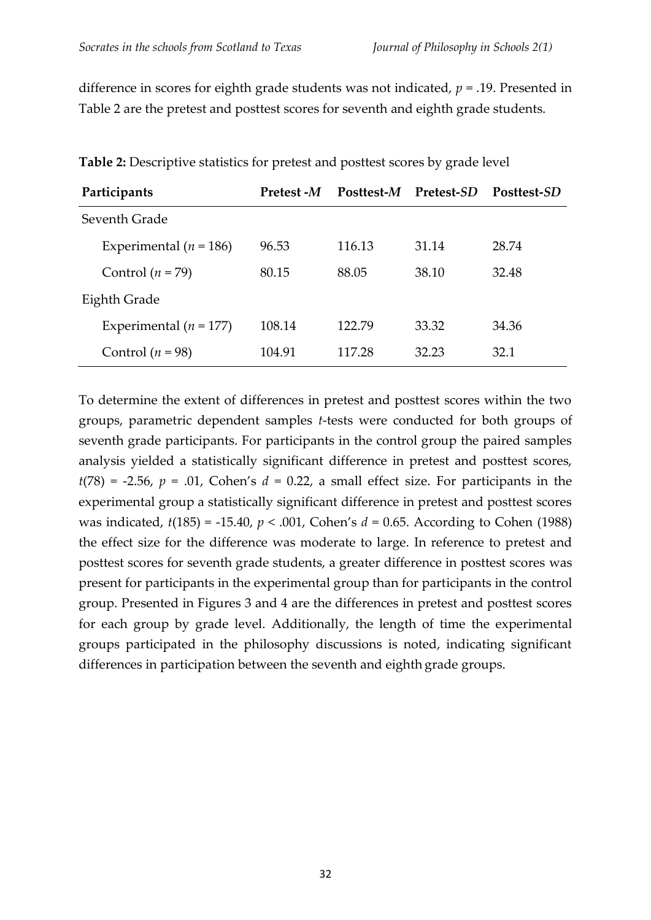difference in scores for eighth grade students was not indicated, $p = .19$. Presented in Table 2 are the pretest and posttest scores for seventh and eighth grade students.

**Table 2:** Descriptive statistics for pretest and posttest scores by grade level

| Participants | Pretest -$M$ | Posttest-$M$ | Pretest-$SD$ | Posttest-$SD$ |
|---|---|---|---|---|
| Seventh Grade | | | | |
| Experimental ($n = 186$) | 96.53 | 116.13 | 31.14 | 28.74 |
| Control ($n = 79$) | 80.15 | 88.05 | 38.10 | 32.48 |
| Eighth Grade | | | | |
| Experimental ($n = 177$) | 108.14 | 122.79 | 33.32 | 34.36 |
| Control ($n = 98$) | 104.91 | 117.28 | 32.23 | 32.1 |

To determine the extent of differences in pretest and posttest scores within the two groups, parametric dependent samples $t$-tests were conducted for both groups of seventh grade participants. For participants in the control group the paired samples analysis yielded a statistically significant difference in pretest and posttest scores, $t(78) = -2.56$, $p = .01$, Cohen's $d = 0.22$, a small effect size. For participants in the experimental group a statistically significant difference in pretest and posttest scores was indicated, $t(185) = -15.40$, $p < .001$, Cohen's $d = 0.65$. According to Cohen (1988) the effect size for the difference was moderate to large. In reference to pretest and posttest scores for seventh grade students, a greater difference in posttest scores was present for participants in the experimental group than for participants in the control group. Presented in Figures 3 and 4 are the differences in pretest and posttest scores for each group by grade level. Additionally, the length of time the experimental groups participated in the philosophy discussions is noted, indicating significant differences in participation between the seventh and eighth grade groups.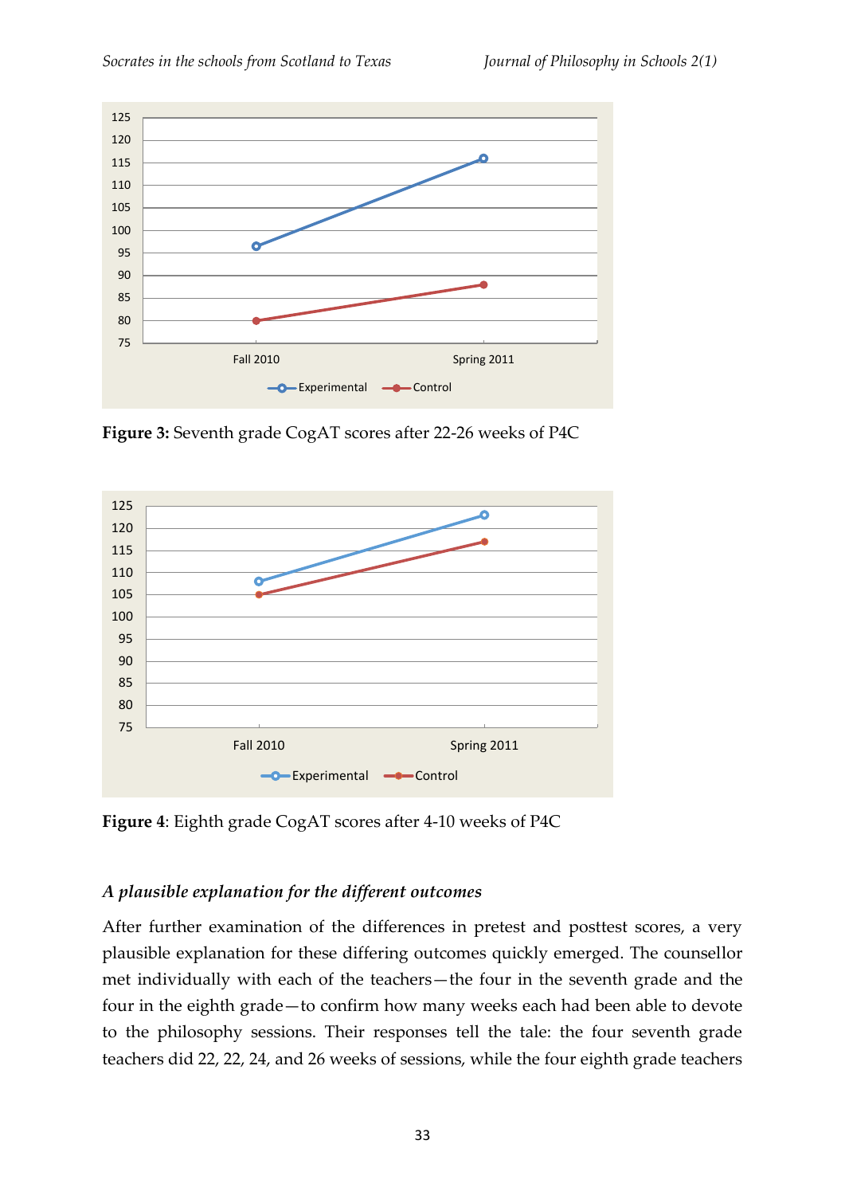**Figure 3:** Seventh grade CogAT scores after 22-26 weeks of P4C

**Figure 4**: Eighth grade CogAT scores after 4-10 weeks of P4C

### *A plausible explanation for the different outcomes*

After further examination of the differences in pretest and posttest scores, a very plausible explanation for these differing outcomes quickly emerged. The counsellor met individually with each of the teachers—the four in the seventh grade and the four in the eighth grade—to confirm how many weeks each had been able to devote to the philosophy sessions. Their responses tell the tale: the four seventh grade teachers did 22, 22, 24, and 26 weeks of sessions, while the four eighth grade teachers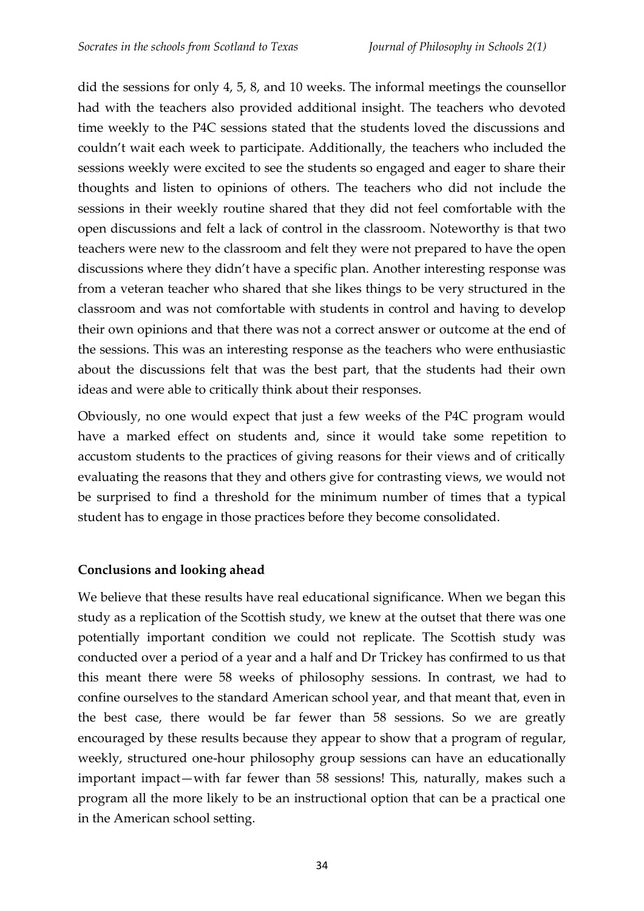did the sessions for only 4, 5, 8, and 10 weeks. The informal meetings the counsellor had with the teachers also provided additional insight. The teachers who devoted time weekly to the P4C sessions stated that the students loved the discussions and couldn't wait each week to participate. Additionally, the teachers who included the sessions weekly were excited to see the students so engaged and eager to share their thoughts and listen to opinions of others. The teachers who did not include the sessions in their weekly routine shared that they did not feel comfortable with the open discussions and felt a lack of control in the classroom. Noteworthy is that two teachers were new to the classroom and felt they were not prepared to have the open discussions where they didn't have a specific plan. Another interesting response was from a veteran teacher who shared that she likes things to be very structured in the classroom and was not comfortable with students in control and having to develop their own opinions and that there was not a correct answer or outcome at the end of the sessions. This was an interesting response as the teachers who were enthusiastic about the discussions felt that was the best part, that the students had their own ideas and were able to critically think about their responses.

Obviously, no one would expect that just a few weeks of the P4C program would have a marked effect on students and, since it would take some repetition to accustom students to the practices of giving reasons for their views and of critically evaluating the reasons that they and others give for contrasting views, we would not be surprised to find a threshold for the minimum number of times that a typical student has to engage in those practices before they become consolidated.

**Conclusions and looking ahead**

We believe that these results have real educational significance. When we began this study as a replication of the Scottish study, we knew at the outset that there was one potentially important condition we could not replicate. The Scottish study was conducted over a period of a year and a half and Dr Trickey has confirmed to us that this meant there were 58 weeks of philosophy sessions. In contrast, we had to confine ourselves to the standard American school year, and that meant that, even in the best case, there would be far fewer than 58 sessions. So we are greatly encouraged by these results because they appear to show that a program of regular, weekly, structured one-hour philosophy group sessions can have an educationally important impact—with far fewer than 58 sessions! This, naturally, makes such a program all the more likely to be an instructional option that can be a practical one in the American school setting.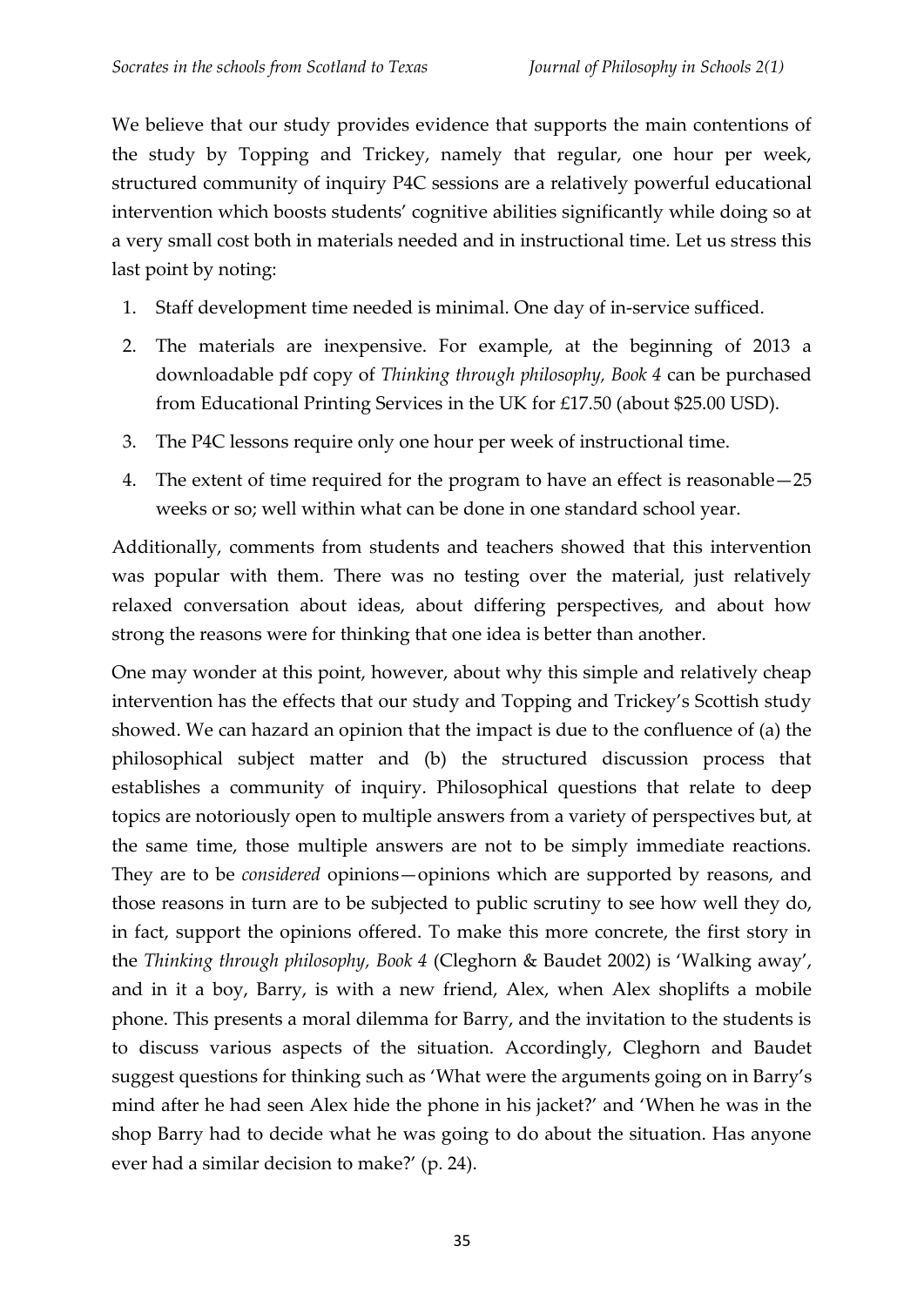We believe that our study provides evidence that supports the main contentions of the study by Topping and Trickey, namely that regular, one hour per week, structured community of inquiry P4C sessions are a relatively powerful educational intervention which boosts students' cognitive abilities significantly while doing so at a very small cost both in materials needed and in instructional time. Let us stress this last point by noting:

1. Staff development time needed is minimal. One day of in-service sufficed.
2. The materials are inexpensive. For example, at the beginning of 2013 a downloadable pdf copy of *Thinking through philosophy, Book 4* can be purchased from Educational Printing Services in the UK for £17.50 (about $25.00 USD).
3. The P4C lessons require only one hour per week of instructional time.
4. The extent of time required for the program to have an effect is reasonable—25 weeks or so; well within what can be done in one standard school year.

Additionally, comments from students and teachers showed that this intervention was popular with them. There was no testing over the material, just relatively relaxed conversation about ideas, about differing perspectives, and about how strong the reasons were for thinking that one idea is better than another.

One may wonder at this point, however, about why this simple and relatively cheap intervention has the effects that our study and Topping and Trickey's Scottish study showed. We can hazard an opinion that the impact is due to the confluence of (a) the philosophical subject matter and (b) the structured discussion process that establishes a community of inquiry. Philosophical questions that relate to deep topics are notoriously open to multiple answers from a variety of perspectives but, at the same time, those multiple answers are not to be simply immediate reactions. They are to be *considered* opinions—opinions which are supported by reasons, and those reasons in turn are to be subjected to public scrutiny to see how well they do, in fact, support the opinions offered. To make this more concrete, the first story in the *Thinking through philosophy, Book 4* (Cleghorn & Baudet 2002) is 'Walking away', and in it a boy, Barry, is with a new friend, Alex, when Alex shoplifts a mobile phone. This presents a moral dilemma for Barry, and the invitation to the students is to discuss various aspects of the situation. Accordingly, Cleghorn and Baudet suggest questions for thinking such as 'What were the arguments going on in Barry's mind after he had seen Alex hide the phone in his jacket?' and 'When he was in the shop Barry had to decide what he was going to do about the situation. Has anyone ever had a similar decision to make?' (p. 24).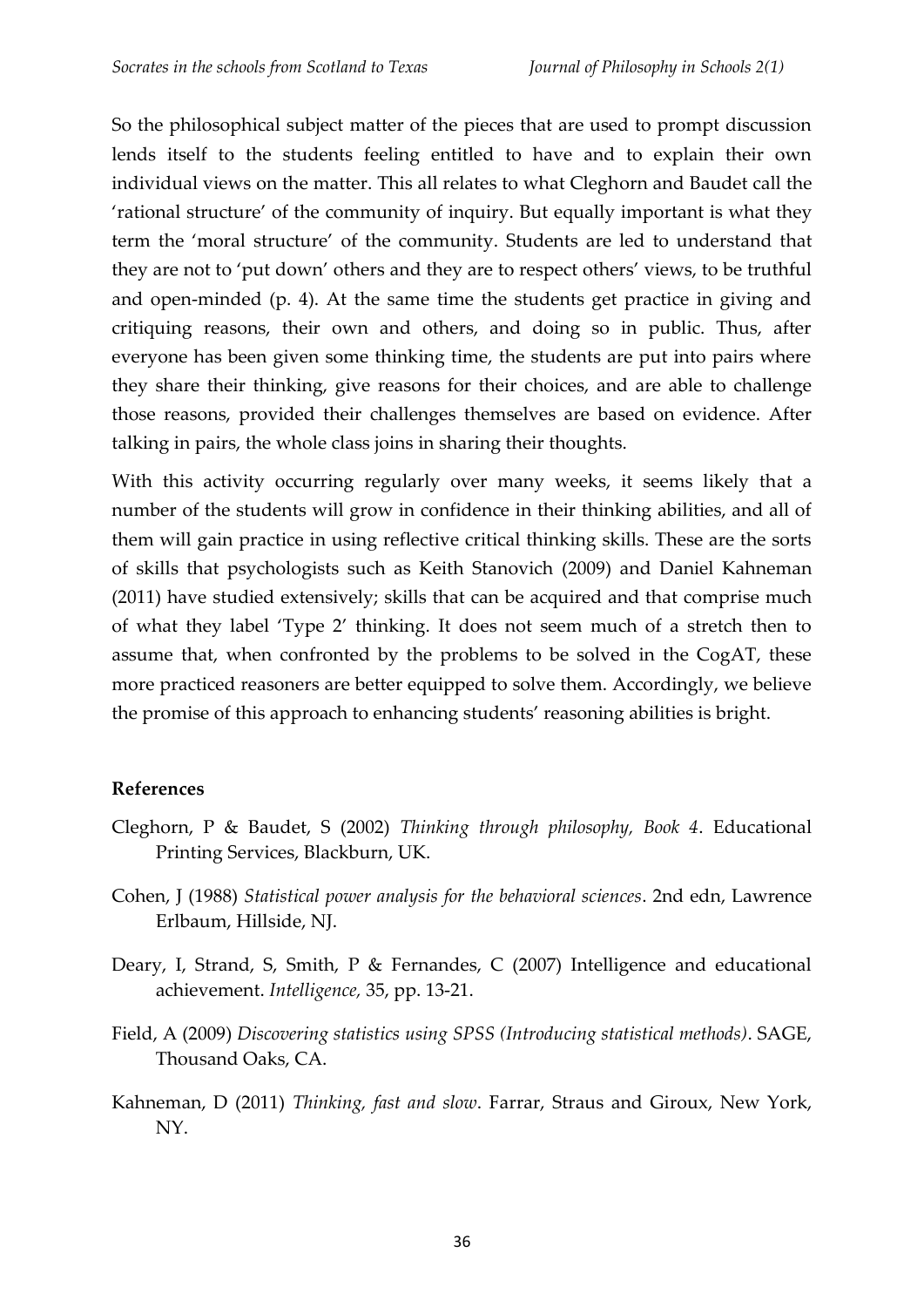So the philosophical subject matter of the pieces that are used to prompt discussion lends itself to the students feeling entitled to have and to explain their own individual views on the matter. This all relates to what Cleghorn and Baudet call the 'rational structure' of the community of inquiry. But equally important is what they term the 'moral structure' of the community. Students are led to understand that they are not to 'put down' others and they are to respect others' views, to be truthful and open-minded (p. 4). At the same time the students get practice in giving and critiquing reasons, their own and others, and doing so in public. Thus, after everyone has been given some thinking time, the students are put into pairs where they share their thinking, give reasons for their choices, and are able to challenge those reasons, provided their challenges themselves are based on evidence. After talking in pairs, the whole class joins in sharing their thoughts.

With this activity occurring regularly over many weeks, it seems likely that a number of the students will grow in confidence in their thinking abilities, and all of them will gain practice in using reflective critical thinking skills. These are the sorts of skills that psychologists such as Keith Stanovich (2009) and Daniel Kahneman (2011) have studied extensively; skills that can be acquired and that comprise much of what they label 'Type 2' thinking. It does not seem much of a stretch then to assume that, when confronted by the problems to be solved in the CogAT, these more practiced reasoners are better equipped to solve them. Accordingly, we believe the promise of this approach to enhancing students' reasoning abilities is bright.

**References**

Cleghorn, P & Baudet, S (2002) *Thinking through philosophy, Book 4*. Educational Printing Services, Blackburn, UK.

Cohen, J (1988) *Statistical power analysis for the behavioral sciences*. 2nd edn, Lawrence Erlbaum, Hillside, NJ.

Deary, I, Strand, S, Smith, P & Fernandes, C (2007) Intelligence and educational achievement. *Intelligence,* 35, pp. 13-21.

Field, A (2009) *Discovering statistics using SPSS (Introducing statistical methods)*. SAGE, Thousand Oaks, CA.

Kahneman, D (2011) *Thinking, fast and slow*. Farrar, Straus and Giroux, New York, NY.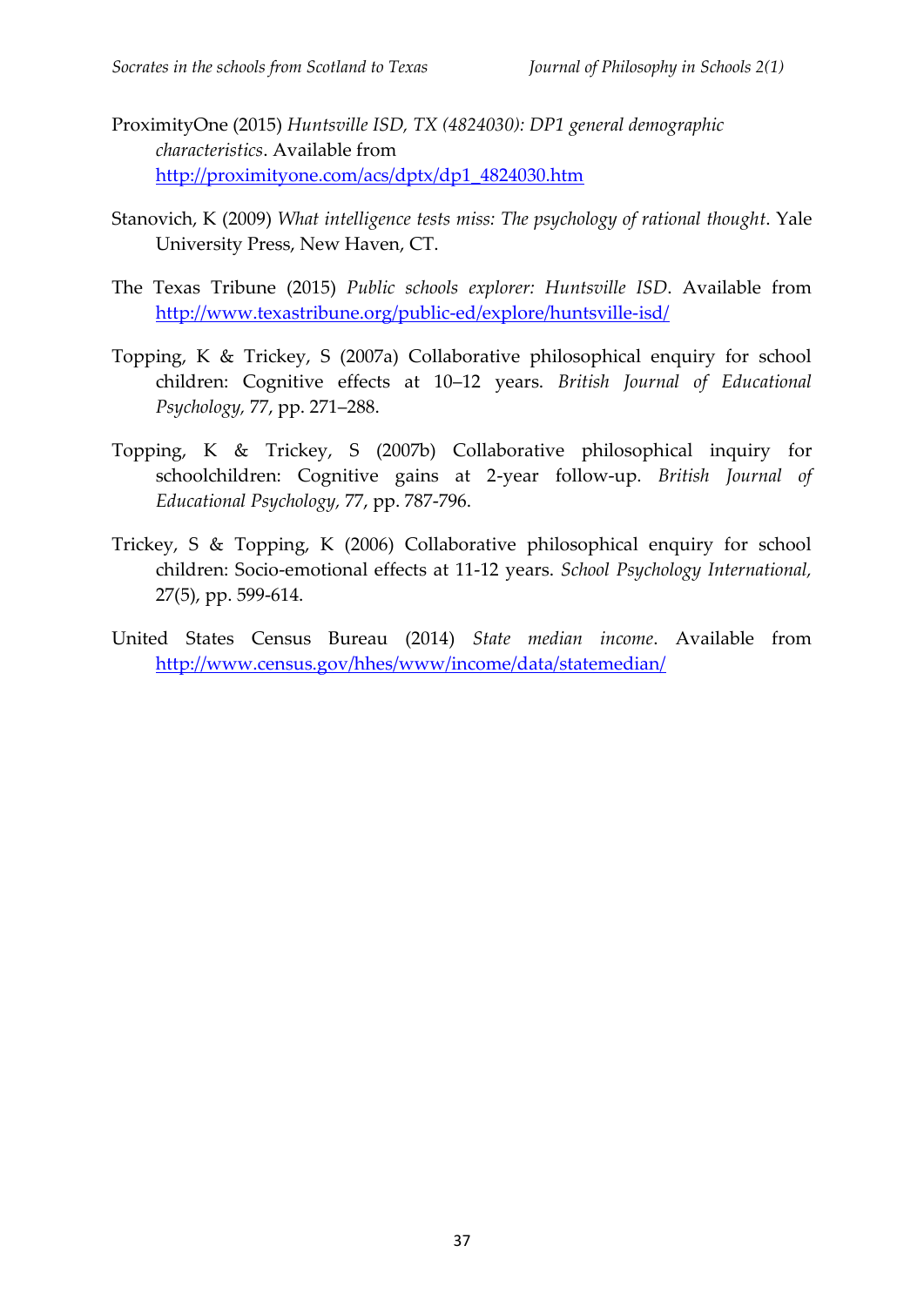ProximityOne (2015) *Huntsville ISD, TX (4824030): DP1 general demographic characteristics*. Available from http://proximityone.com/acs/dptx/dp1_4824030.htm

Stanovich, K (2009) *What intelligence tests miss: The psychology of rational thought*. Yale University Press, New Haven, CT.

The Texas Tribune (2015) *Public schools explorer: Huntsville ISD*. Available from http://www.texastribune.org/public-ed/explore/huntsville-isd/

Topping, K & Trickey, S (2007a) Collaborative philosophical enquiry for school children: Cognitive effects at 10–12 years. *British Journal of Educational Psychology*, 77, pp. 271–288.

Topping, K & Trickey, S (2007b) Collaborative philosophical inquiry for schoolchildren: Cognitive gains at 2-year follow-up. *British Journal of Educational Psychology*, 77, pp. 787-796.

Trickey, S & Topping, K (2006) Collaborative philosophical enquiry for school children: Socio-emotional effects at 11-12 years. *School Psychology International*, 27(5), pp. 599-614.

United States Census Bureau (2014) *State median income*. Available from http://www.census.gov/hhes/www/income/data/statemedian/